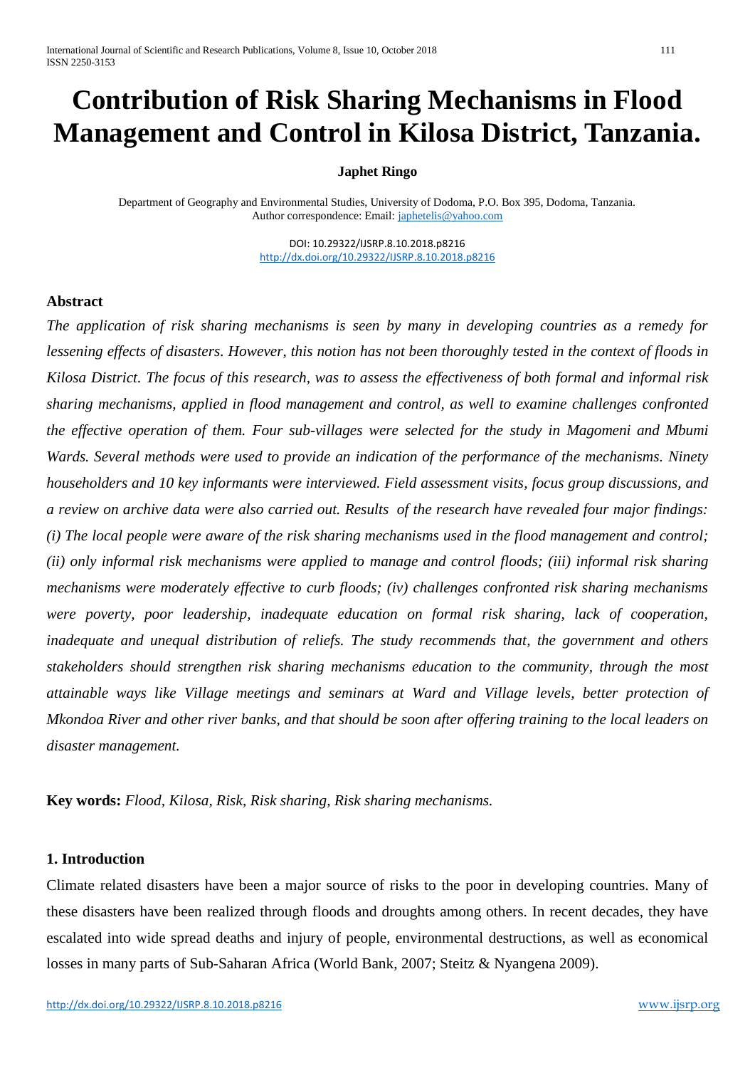# Contribution of Risk Sharing Mechanisms in Flood Management and Control in Kilosa District, Tanzania.

**Japhet Ringo**

Department of Geography and Environmental Studies, University of Dodoma, P.O. Box 395, Dodoma, Tanzania.
Author correspondence: Email: japhetelis@yahoo.com

DOI: 10.29322/IJSRP.8.10.2018.p8216
http://dx.doi.org/10.29322/IJSRP.8.10.2018.p8216

## Abstract

*The application of risk sharing mechanisms is seen by many in developing countries as a remedy for lessening effects of disasters. However, this notion has not been thoroughly tested in the context of floods in Kilosa District. The focus of this research, was to assess the effectiveness of both formal and informal risk sharing mechanisms, applied in flood management and control, as well to examine challenges confronted the effective operation of them. Four sub-villages were selected for the study in Magomeni and Mbumi Wards. Several methods were used to provide an indication of the performance of the mechanisms. Ninety householders and 10 key informants were interviewed. Field assessment visits, focus group discussions, and a review on archive data were also carried out. Results of the research have revealed four major findings: (i) The local people were aware of the risk sharing mechanisms used in the flood management and control; (ii) only informal risk mechanisms were applied to manage and control floods; (iii) informal risk sharing mechanisms were moderately effective to curb floods; (iv) challenges confronted risk sharing mechanisms were poverty, poor leadership, inadequate education on formal risk sharing, lack of cooperation, inadequate and unequal distribution of reliefs. The study recommends that, the government and others stakeholders should strengthen risk sharing mechanisms education to the community, through the most attainable ways like Village meetings and seminars at Ward and Village levels, better protection of Mkondoa River and other river banks, and that should be soon after offering training to the local leaders on disaster management.*

**Key words:** *Flood, Kilosa, Risk, Risk sharing, Risk sharing mechanisms.*

## 1. Introduction

Climate related disasters have been a major source of risks to the poor in developing countries. Many of these disasters have been realized through floods and droughts among others. In recent decades, they have escalated into wide spread deaths and injury of people, environmental destructions, as well as economical losses in many parts of Sub-Saharan Africa (World Bank, 2007; Steitz & Nyangena 2009).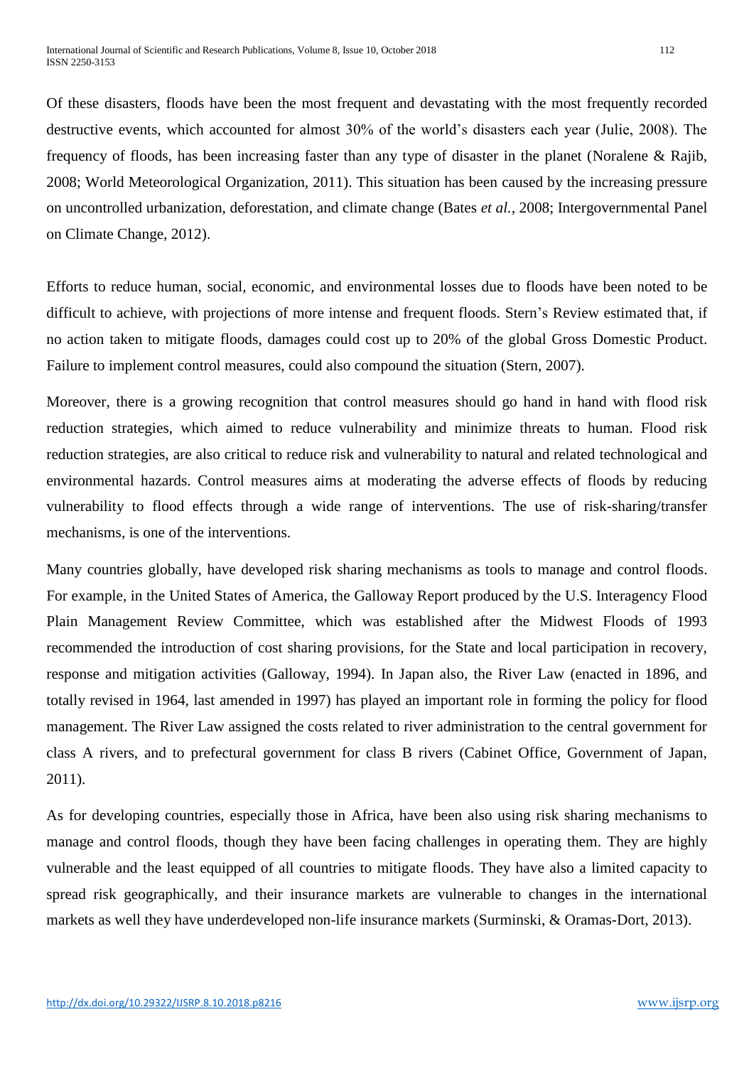Of these disasters, floods have been the most frequent and devastating with the most frequently recorded destructive events, which accounted for almost 30% of the world's disasters each year (Julie, 2008). The frequency of floods, has been increasing faster than any type of disaster in the planet (Noralene & Rajib, 2008; World Meteorological Organization, 2011). This situation has been caused by the increasing pressure on uncontrolled urbanization, deforestation, and climate change (Bates *et al.*, 2008; Intergovernmental Panel on Climate Change, 2012).

Efforts to reduce human, social, economic, and environmental losses due to floods have been noted to be difficult to achieve, with projections of more intense and frequent floods. Stern's Review estimated that, if no action taken to mitigate floods, damages could cost up to 20% of the global Gross Domestic Product. Failure to implement control measures, could also compound the situation (Stern, 2007).

Moreover, there is a growing recognition that control measures should go hand in hand with flood risk reduction strategies, which aimed to reduce vulnerability and minimize threats to human. Flood risk reduction strategies, are also critical to reduce risk and vulnerability to natural and related technological and environmental hazards. Control measures aims at moderating the adverse effects of floods by reducing vulnerability to flood effects through a wide range of interventions. The use of risk-sharing/transfer mechanisms, is one of the interventions.

Many countries globally, have developed risk sharing mechanisms as tools to manage and control floods. For example, in the United States of America, the Galloway Report produced by the U.S. Interagency Flood Plain Management Review Committee, which was established after the Midwest Floods of 1993 recommended the introduction of cost sharing provisions, for the State and local participation in recovery, response and mitigation activities (Galloway, 1994). In Japan also, the River Law (enacted in 1896, and totally revised in 1964, last amended in 1997) has played an important role in forming the policy for flood management. The River Law assigned the costs related to river administration to the central government for class A rivers, and to prefectural government for class B rivers (Cabinet Office, Government of Japan, 2011).

As for developing countries, especially those in Africa, have been also using risk sharing mechanisms to manage and control floods, though they have been facing challenges in operating them. They are highly vulnerable and the least equipped of all countries to mitigate floods. They have also a limited capacity to spread risk geographically, and their insurance markets are vulnerable to changes in the international markets as well they have underdeveloped non-life insurance markets (Surminski, & Oramas-Dort, 2013).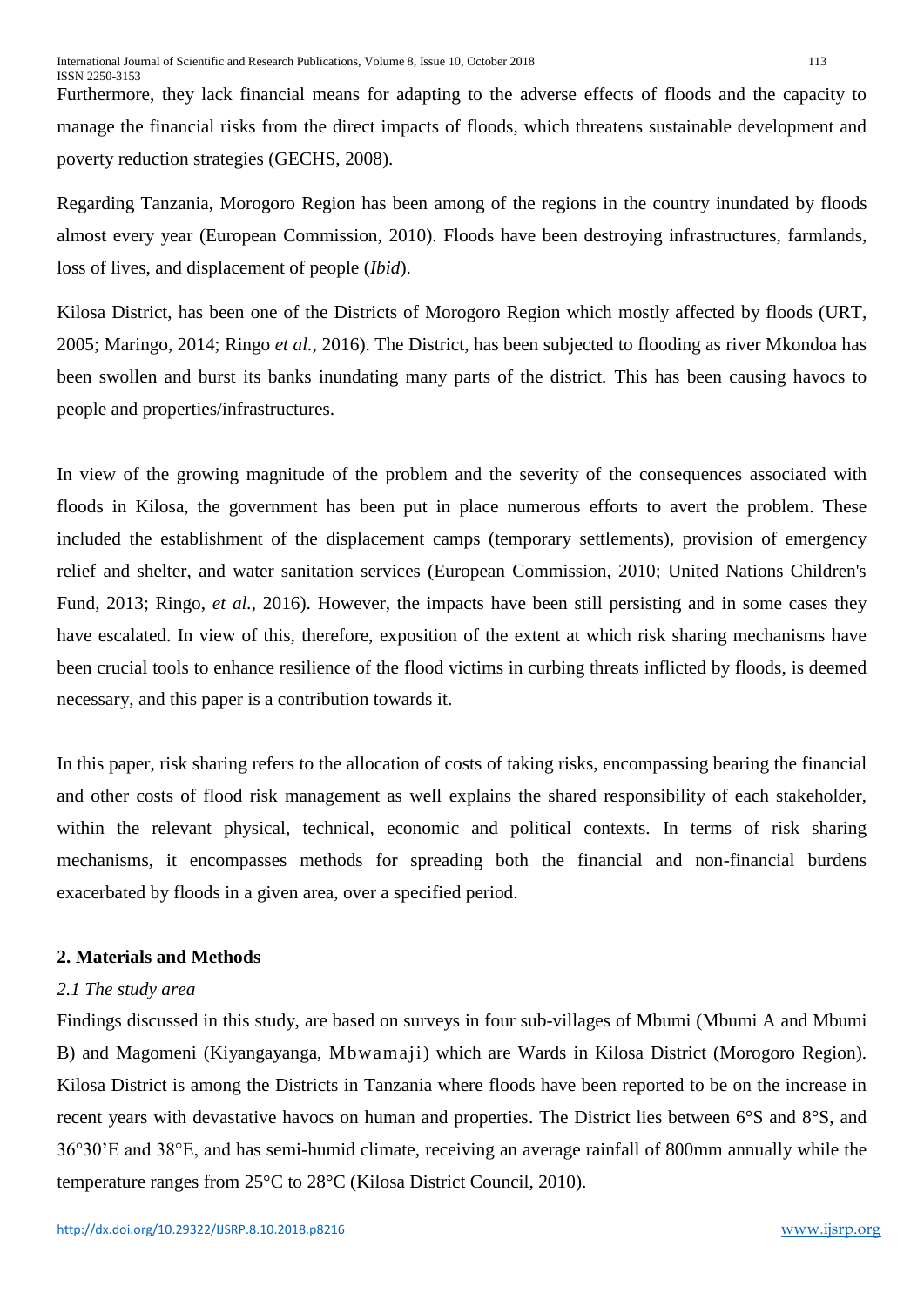Furthermore, they lack financial means for adapting to the adverse effects of floods and the capacity to manage the financial risks from the direct impacts of floods, which threatens sustainable development and poverty reduction strategies (GECHS, 2008).

Regarding Tanzania, Morogoro Region has been among of the regions in the country inundated by floods almost every year (European Commission, 2010). Floods have been destroying infrastructures, farmlands, loss of lives, and displacement of people (*Ibid*).

Kilosa District, has been one of the Districts of Morogoro Region which mostly affected by floods (URT, 2005; Maringo, 2014; Ringo *et al.,* 2016). The District, has been subjected to flooding as river Mkondoa has been swollen and burst its banks inundating many parts of the district. This has been causing havocs to people and properties/infrastructures.

In view of the growing magnitude of the problem and the severity of the consequences associated with floods in Kilosa, the government has been put in place numerous efforts to avert the problem. These included the establishment of the displacement camps (temporary settlements), provision of emergency relief and shelter, and water sanitation services (European Commission, 2010; United Nations Children's Fund, 2013; Ringo, *et al.,* 2016). However, the impacts have been still persisting and in some cases they have escalated. In view of this, therefore, exposition of the extent at which risk sharing mechanisms have been crucial tools to enhance resilience of the flood victims in curbing threats inflicted by floods, is deemed necessary, and this paper is a contribution towards it.

In this paper, risk sharing refers to the allocation of costs of taking risks, encompassing bearing the financial and other costs of flood risk management as well explains the shared responsibility of each stakeholder, within the relevant physical, technical, economic and political contexts. In terms of risk sharing mechanisms, it encompasses methods for spreading both the financial and non-financial burdens exacerbated by floods in a given area, over a specified period.

## 2. Materials and Methods

### *2.1 The study area*

Findings discussed in this study, are based on surveys in four sub-villages of Mbumi (Mbumi A and Mbumi B) and Magomeni (Kiyangayanga, Mbwamaji) which are Wards in Kilosa District (Morogoro Region). Kilosa District is among the Districts in Tanzania where floods have been reported to be on the increase in recent years with devastative havocs on human and properties. The District lies between 6°S and 8°S, and 36°30'E and 38°E, and has semi-humid climate, receiving an average rainfall of 800mm annually while the temperature ranges from 25°C to 28°C (Kilosa District Council, 2010).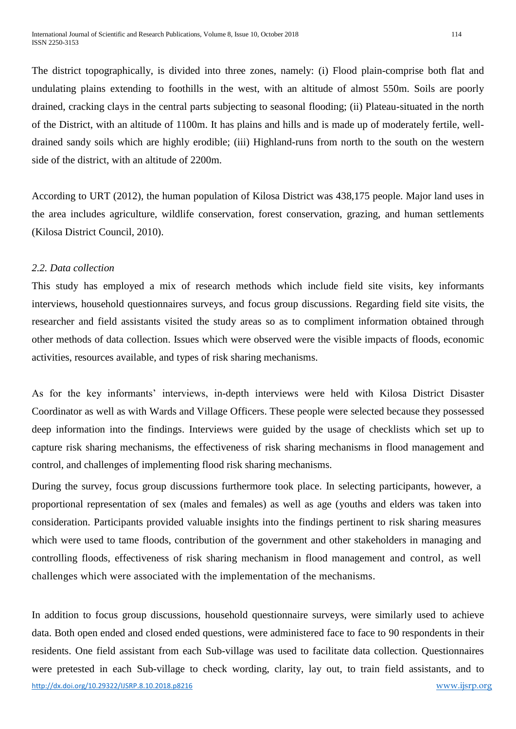The district topographically, is divided into three zones, namely: (i) Flood plain-comprise both flat and undulating plains extending to foothills in the west, with an altitude of almost 550m. Soils are poorly drained, cracking clays in the central parts subjecting to seasonal flooding; (ii) Plateau-situated in the north of the District, with an altitude of 1100m. It has plains and hills and is made up of moderately fertile, well-drained sandy soils which are highly erodible; (iii) Highland-runs from north to the south on the western side of the district, with an altitude of 2200m.

According to URT (2012), the human population of Kilosa District was 438,175 people. Major land uses in the area includes agriculture, wildlife conservation, forest conservation, grazing, and human settlements (Kilosa District Council, 2010).

### *2.2. Data collection*

This study has employed a mix of research methods which include field site visits, key informants interviews, household questionnaires surveys, and focus group discussions. Regarding field site visits, the researcher and field assistants visited the study areas so as to compliment information obtained through other methods of data collection. Issues which were observed were the visible impacts of floods, economic activities, resources available, and types of risk sharing mechanisms.

As for the key informants' interviews, in-depth interviews were held with Kilosa District Disaster Coordinator as well as with Wards and Village Officers. These people were selected because they possessed deep information into the findings. Interviews were guided by the usage of checklists which set up to capture risk sharing mechanisms, the effectiveness of risk sharing mechanisms in flood management and control, and challenges of implementing flood risk sharing mechanisms.

During the survey, focus group discussions furthermore took place. In selecting participants, however, a proportional representation of sex (males and females) as well as age (youths and elders was taken into consideration. Participants provided valuable insights into the findings pertinent to risk sharing measures which were used to tame floods, contribution of the government and other stakeholders in managing and controlling floods, effectiveness of risk sharing mechanism in flood management and control, as well challenges which were associated with the implementation of the mechanisms.

In addition to focus group discussions, household questionnaire surveys, were similarly used to achieve data. Both open ended and closed ended questions, were administered face to face to 90 respondents in their residents. One field assistant from each Sub-village was used to facilitate data collection. Questionnaires were pretested in each Sub-village to check wording, clarity, lay out, to train field assistants, and to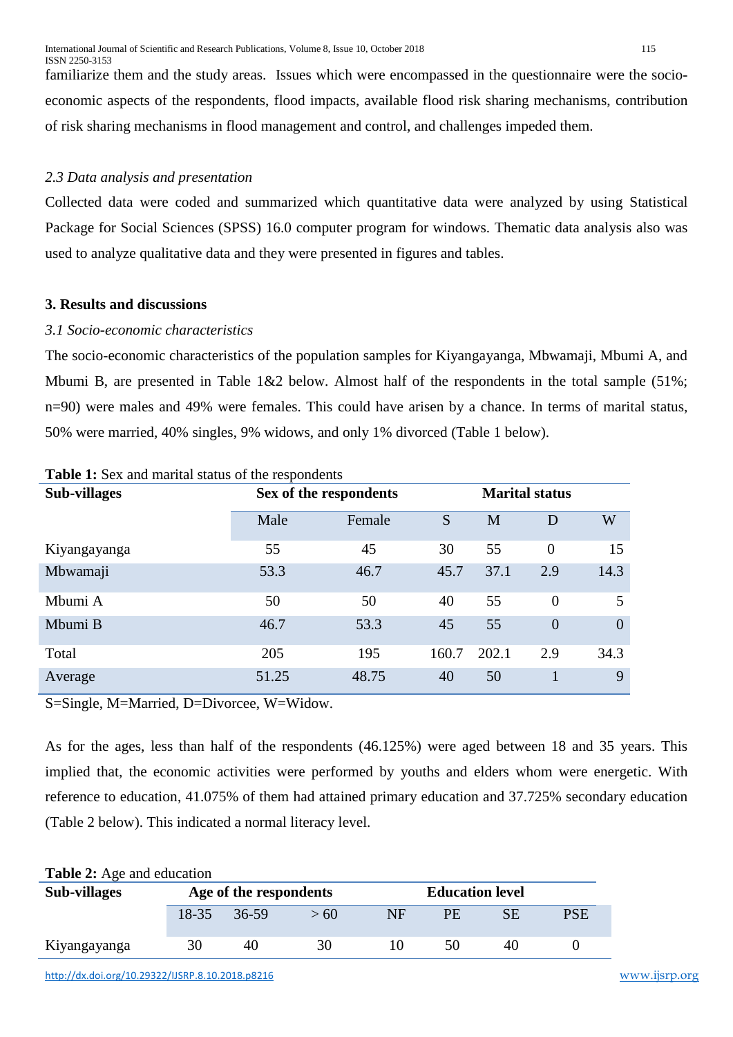familiarize them and the study areas. Issues which were encompassed in the questionnaire were the socio-economic aspects of the respondents, flood impacts, available flood risk sharing mechanisms, contribution of risk sharing mechanisms in flood management and control, and challenges impeded them.

*2.3 Data analysis and presentation*

Collected data were coded and summarized which quantitative data were analyzed by using Statistical Package for Social Sciences (SPSS) 16.0 computer program for windows. Thematic data analysis also was used to analyze qualitative data and they were presented in figures and tables.

## 3. Results and discussions

*3.1 Socio-economic characteristics*

The socio-economic characteristics of the population samples for Kiyangayanga, Mbwamaji, Mbumi A, and Mbumi B, are presented in Table 1&2 below. Almost half of the respondents in the total sample (51%; n=90) were males and 49% were females. This could have arisen by a chance. In terms of marital status, 50% were married, 40% singles, 9% widows, and only 1% divorced (Table 1 below).

**Table 1:** Sex and marital status of the respondents

| Sub-villages | Sex of the respondents | | Marital status | | | |
|---|---|---|---|---|---|---|
| | Male | Female | S | M | D | W |
| Kiyangayanga | 55 | 45 | 30 | 55 | 0 | 15 |
| Mbwamaji | 53.3 | 46.7 | 45.7 | 37.1 | 2.9 | 14.3 |
| Mbumi A | 50 | 50 | 40 | 55 | 0 | 5 |
| Mbumi B | 46.7 | 53.3 | 45 | 55 | 0 | 0 |
| Total | 205 | 195 | 160.7 | 202.1 | 2.9 | 34.3 |
| Average | 51.25 | 48.75 | 40 | 50 | 1 | 9 |

S=Single, M=Married, D=Divorcee, W=Widow.

As for the ages, less than half of the respondents (46.125%) were aged between 18 and 35 years. This implied that, the economic activities were performed by youths and elders whom were energetic. With reference to education, 41.075% of them had attained primary education and 37.725% secondary education (Table 2 below). This indicated a normal literacy level.

**Table 2:** Age and education

| Sub-villages | Age of the respondents | | | Education level | | | |
|---|---|---|---|---|---|---|---|
| | 18-35 | 36-59 | > 60 | NF | PE | SE | PSE |
| Kiyangayanga | 30 | 40 | 30 | 10 | 50 | 40 | 0 |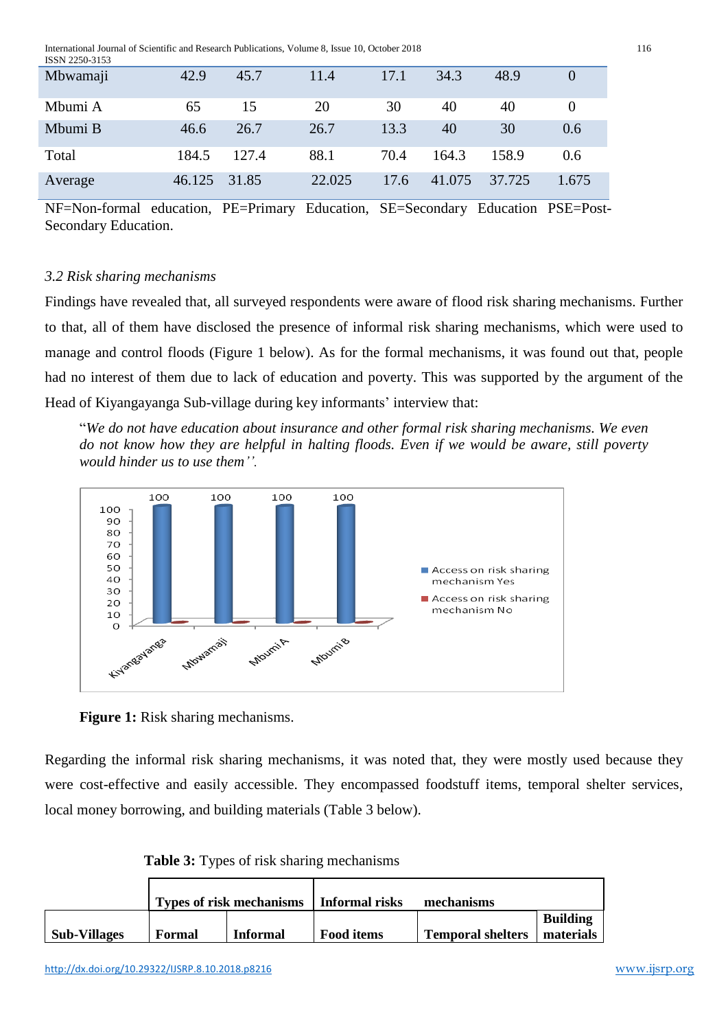| Mbwamaji | 42.9 | 45.7 | 11.4 | 17.1 | 34.3 | 48.9 | 0 |
|---|---|---|---|---|---|---|---|
| Mbumi A | 65 | 15 | 20 | 30 | 40 | 40 | 0 |
| Mbumi B | 46.6 | 26.7 | 26.7 | 13.3 | 40 | 30 | 0.6 |
| Total | 184.5 | 127.4 | 88.1 | 70.4 | 164.3 | 158.9 | 0.6 |
| Average | 46.125 | 31.85 | 22.025 | 17.6 | 41.075 | 37.725 | 1.675 |

NF=Non-formal education, PE=Primary Education, SE=Secondary Education PSE=Post-Secondary Education.

### *3.2 Risk sharing mechanisms*

Findings have revealed that, all surveyed respondents were aware of flood risk sharing mechanisms. Further to that, all of them have disclosed the presence of informal risk sharing mechanisms, which were used to manage and control floods (Figure 1 below). As for the formal mechanisms, it was found out that, people had no interest of them due to lack of education and poverty. This was supported by the argument of the Head of Kiyangayanga Sub-village during key informants' interview that:

> "*We do not have education about insurance and other formal risk sharing mechanisms. We even do not know how they are helpful in halting floods. Even if we would be aware, still poverty would hinder us to use them''.*

**Figure 1:** Risk sharing mechanisms.

Regarding the informal risk sharing mechanisms, it was noted that, they were mostly used because they were cost-effective and easily accessible. They encompassed foodstuff items, temporal shelter services, local money borrowing, and building materials (Table 3 below).

**Table 3:** Types of risk sharing mechanisms

| | Types of risk mechanisms | | Informal risks mechanisms | | |
|---|---|---|---|---|---|
| **Sub-Villages** | **Formal** | **Informal** | **Food items** | **Temporal shelters** | **Building materials** |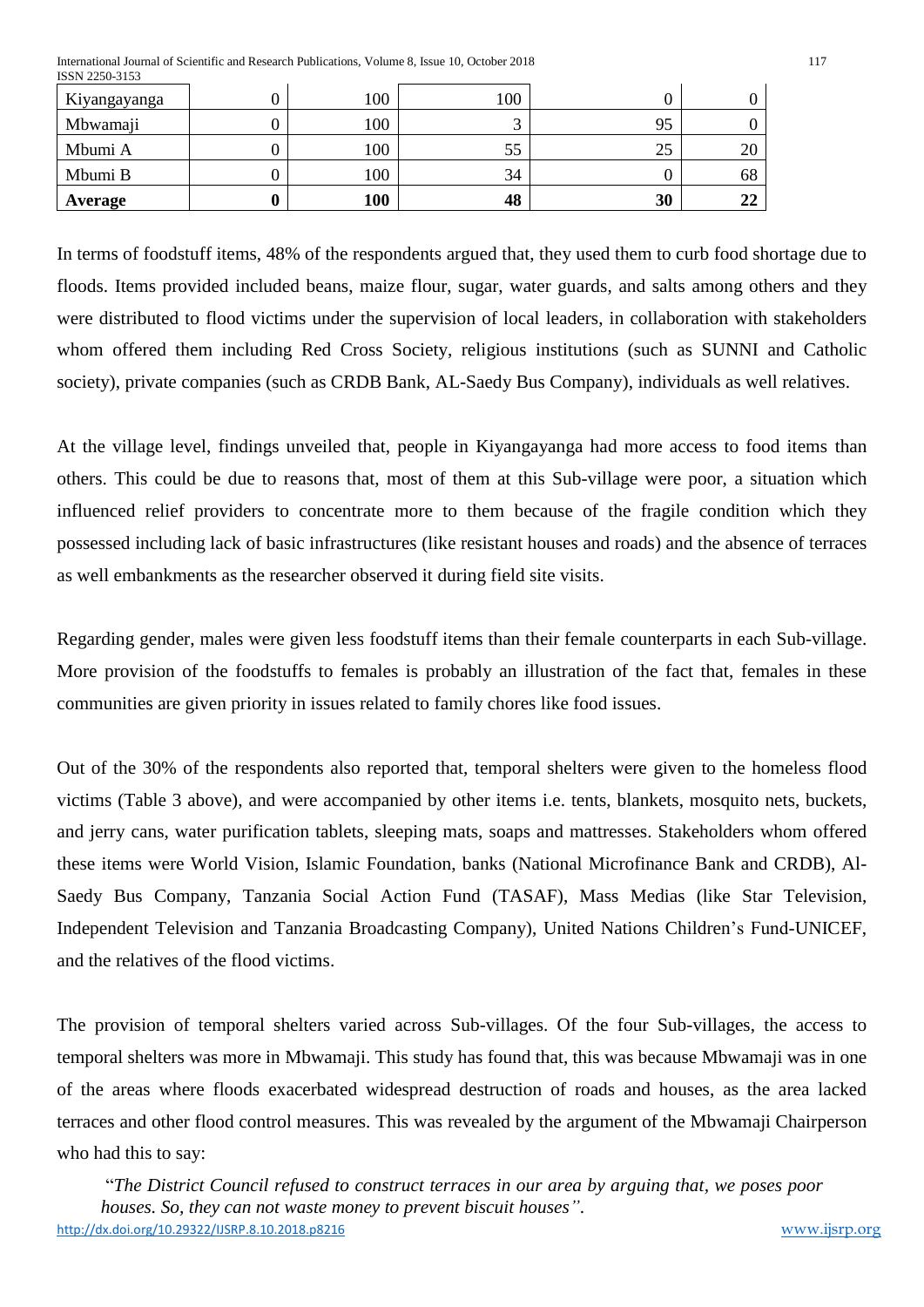| Kiyangayanga | 0 | 100 | 100 | 0 | 0 |
|---|---|---|---|---|---|
| Mbwamaji | 0 | 100 | 3 | 95 | 0 |
| Mbumi A | 0 | 100 | 55 | 25 | 20 |
| Mbumi B | 0 | 100 | 34 | 0 | 68 |
| **Average** | **0** | **100** | **48** | **30** | **22** |

In terms of foodstuff items, 48% of the respondents argued that, they used them to curb food shortage due to floods. Items provided included beans, maize flour, sugar, water guards, and salts among others and they were distributed to flood victims under the supervision of local leaders, in collaboration with stakeholders whom offered them including Red Cross Society, religious institutions (such as SUNNI and Catholic society), private companies (such as CRDB Bank, AL-Saedy Bus Company), individuals as well relatives.

At the village level, findings unveiled that, people in Kiyangayanga had more access to food items than others. This could be due to reasons that, most of them at this Sub-village were poor, a situation which influenced relief providers to concentrate more to them because of the fragile condition which they possessed including lack of basic infrastructures (like resistant houses and roads) and the absence of terraces as well embankments as the researcher observed it during field site visits.

Regarding gender, males were given less foodstuff items than their female counterparts in each Sub-village. More provision of the foodstuffs to females is probably an illustration of the fact that, females in these communities are given priority in issues related to family chores like food issues.

Out of the 30% of the respondents also reported that, temporal shelters were given to the homeless flood victims (Table 3 above), and were accompanied by other items i.e. tents, blankets, mosquito nets, buckets, and jerry cans, water purification tablets, sleeping mats, soaps and mattresses. Stakeholders whom offered these items were World Vision, Islamic Foundation, banks (National Microfinance Bank and CRDB), Al-Saedy Bus Company, Tanzania Social Action Fund (TASAF), Mass Medias (like Star Television, Independent Television and Tanzania Broadcasting Company), United Nations Children's Fund-UNICEF, and the relatives of the flood victims.

The provision of temporal shelters varied across Sub-villages. Of the four Sub-villages, the access to temporal shelters was more in Mbwamaji. This study has found that, this was because Mbwamaji was in one of the areas where floods exacerbated widespread destruction of roads and houses, as the area lacked terraces and other flood control measures. This was revealed by the argument of the Mbwamaji Chairperson who had this to say:

> "*The District Council refused to construct terraces in our area by arguing that, we poses poor houses. So, they can not waste money to prevent biscuit houses".*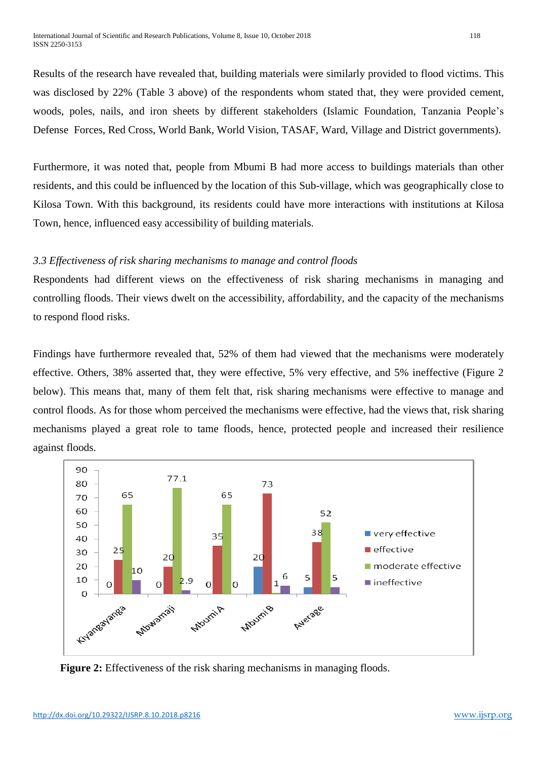Results of the research have revealed that, building materials were similarly provided to flood victims. This was disclosed by 22% (Table 3 above) of the respondents whom stated that, they were provided cement, woods, poles, nails, and iron sheets by different stakeholders (Islamic Foundation, Tanzania People's Defense Forces, Red Cross, World Bank, World Vision, TASAF, Ward, Village and District governments).

Furthermore, it was noted that, people from Mbumi B had more access to buildings materials than other residents, and this could be influenced by the location of this Sub-village, which was geographically close to Kilosa Town. With this background, its residents could have more interactions with institutions at Kilosa Town, hence, influenced easy accessibility of building materials.

*3.3 Effectiveness of risk sharing mechanisms to manage and control floods*

Respondents had different views on the effectiveness of risk sharing mechanisms in managing and controlling floods. Their views dwelt on the accessibility, affordability, and the capacity of the mechanisms to respond flood risks.

Findings have furthermore revealed that, 52% of them had viewed that the mechanisms were moderately effective. Others, 38% asserted that, they were effective, 5% very effective, and 5% ineffective (Figure 2 below). This means that, many of them felt that, risk sharing mechanisms were effective to manage and control floods. As for those whom perceived the mechanisms were effective, had the views that, risk sharing mechanisms played a great role to tame floods, hence, protected people and increased their resilience against floods.

| | very effective | effective | moderate effective | ineffective |
|---|---|---|---|---|
| Kiyangayanga | 0 | 25 | 65 | 10 |
| Mbwamaji | 0 | 20 | 77.1 | 2.9 |
| Mbumi A | 0 | 35 | 65 | 0 |
| Mbumi B | 20 | 73 | 1 | 6 |
| Average | 5 | 38 | 52 | 5 |

**Figure 2:** Effectiveness of the risk sharing mechanisms in managing floods.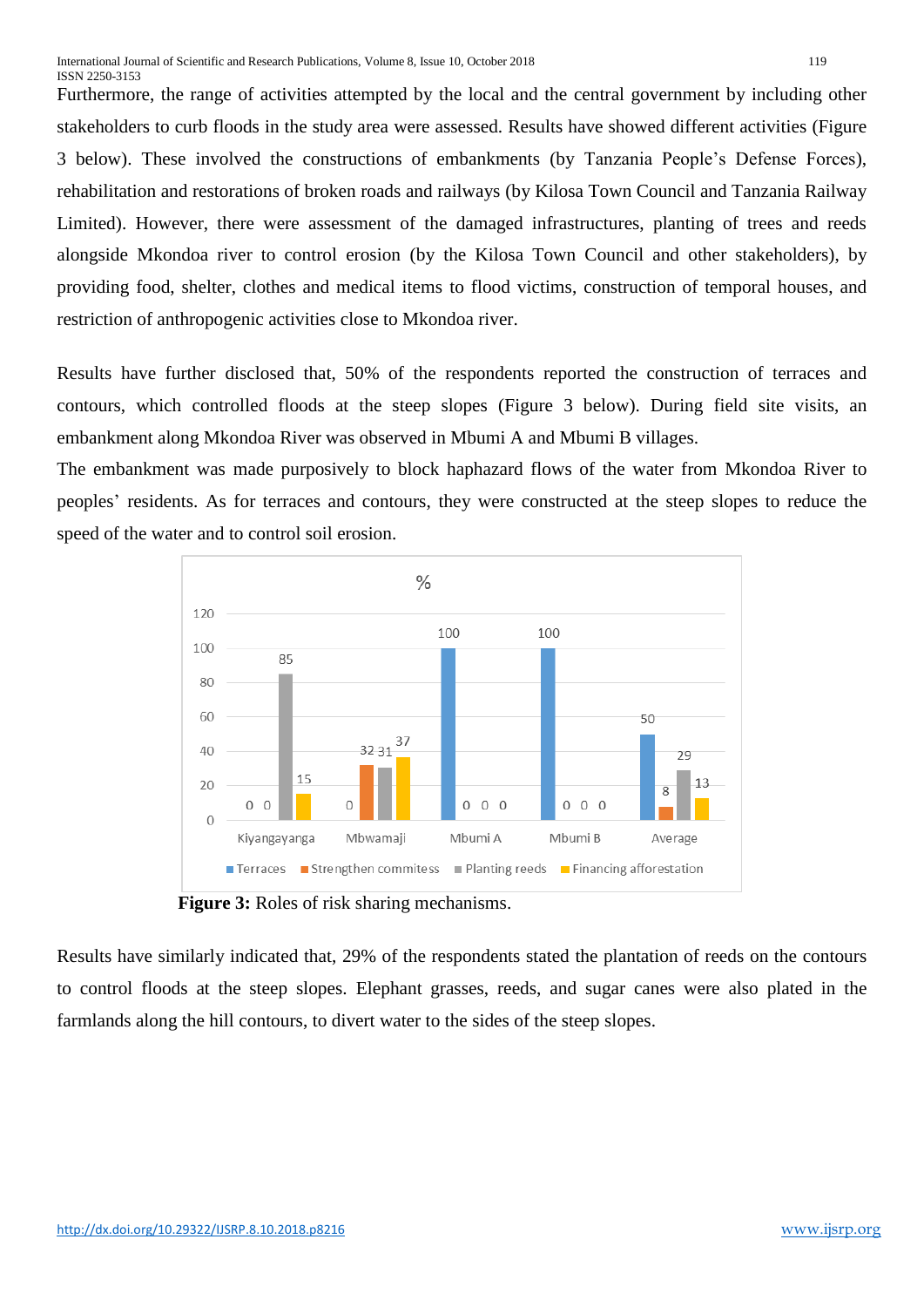Furthermore, the range of activities attempted by the local and the central government by including other stakeholders to curb floods in the study area were assessed. Results have showed different activities (Figure 3 below). These involved the constructions of embankments (by Tanzania People's Defense Forces), rehabilitation and restorations of broken roads and railways (by Kilosa Town Council and Tanzania Railway Limited). However, there were assessment of the damaged infrastructures, planting of trees and reeds alongside Mkondoa river to control erosion (by the Kilosa Town Council and other stakeholders), by providing food, shelter, clothes and medical items to flood victims, construction of temporal houses, and restriction of anthropogenic activities close to Mkondoa river.

Results have further disclosed that, 50% of the respondents reported the construction of terraces and contours, which controlled floods at the steep slopes (Figure 3 below). During field site visits, an embankment along Mkondoa River was observed in Mbumi A and Mbumi B villages.

The embankment was made purposively to block haphazard flows of the water from Mkondoa River to peoples' residents. As for terraces and contours, they were constructed at the steep slopes to reduce the speed of the water and to control soil erosion.

| % | Terraces | Strengthen commitess | Planting reeds | Financing afforestation |
|---|---|---|---|---|
| Kiyangayanga | 0 | 0 | 85 | 15 |
| Mbwamaji | 0 | 32 | 31 | 37 |
| Mbumi A | 100 | 0 | 0 | 0 |
| Mbumi B | 100 | 0 | 0 | 0 |
| Average | 50 | 8 | 29 | 13 |

**Figure 3:** Roles of risk sharing mechanisms.

Results have similarly indicated that, 29% of the respondents stated the plantation of reeds on the contours to control floods at the steep slopes. Elephant grasses, reeds, and sugar canes were also plated in the farmlands along the hill contours, to divert water to the sides of the steep slopes.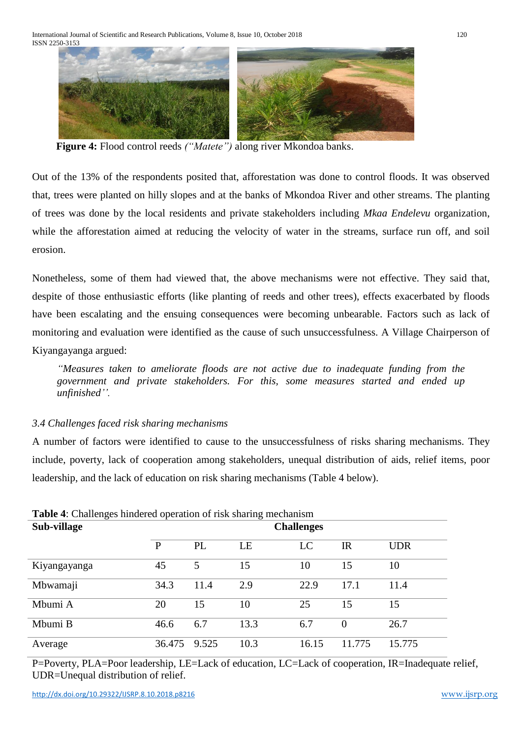**Figure 4:** Flood control reeds *("Matete")* along river Mkondoa banks.

Out of the 13% of the respondents posited that, afforestation was done to control floods. It was observed that, trees were planted on hilly slopes and at the banks of Mkondoa River and other streams. The planting of trees was done by the local residents and private stakeholders including *Mkaa Endelevu* organization, while the afforestation aimed at reducing the velocity of water in the streams, surface run off, and soil erosion.

Nonetheless, some of them had viewed that, the above mechanisms were not effective. They said that, despite of those enthusiastic efforts (like planting of reeds and other trees), effects exacerbated by floods have been escalating and the ensuing consequences were becoming unbearable. Factors such as lack of monitoring and evaluation were identified as the cause of such unsuccessfulness. A Village Chairperson of Kiyangayanga argued:

> *"Measures taken to ameliorate floods are not active due to inadequate funding from the government and private stakeholders. For this, some measures started and ended up unfinished''.*

*3.4 Challenges faced risk sharing mechanisms*

A number of factors were identified to cause to the unsuccessfulness of risks sharing mechanisms. They include, poverty, lack of cooperation among stakeholders, unequal distribution of aids, relief items, poor leadership, and the lack of education on risk sharing mechanisms (Table 4 below).

**Table 4**: Challenges hindered operation of risk sharing mechanism

| **Sub-village** | **Challenges** | | | | | |
|---|---|---|---|---|---|---|
| | P | PL | LE | LC | IR | UDR |
| Kiyangayanga | 45 | 5 | 15 | 10 | 15 | 10 |
| Mbwamaji | 34.3 | 11.4 | 2.9 | 22.9 | 17.1 | 11.4 |
| Mbumi A | 20 | 15 | 10 | 25 | 15 | 15 |
| Mbumi B | 46.6 | 6.7 | 13.3 | 6.7 | 0 | 26.7 |
| Average | 36.475 | 9.525 | 10.3 | 16.15 | 11.775 | 15.775 |

P=Poverty, PLA=Poor leadership, LE=Lack of education, LC=Lack of cooperation, IR=Inadequate relief, UDR=Unequal distribution of relief.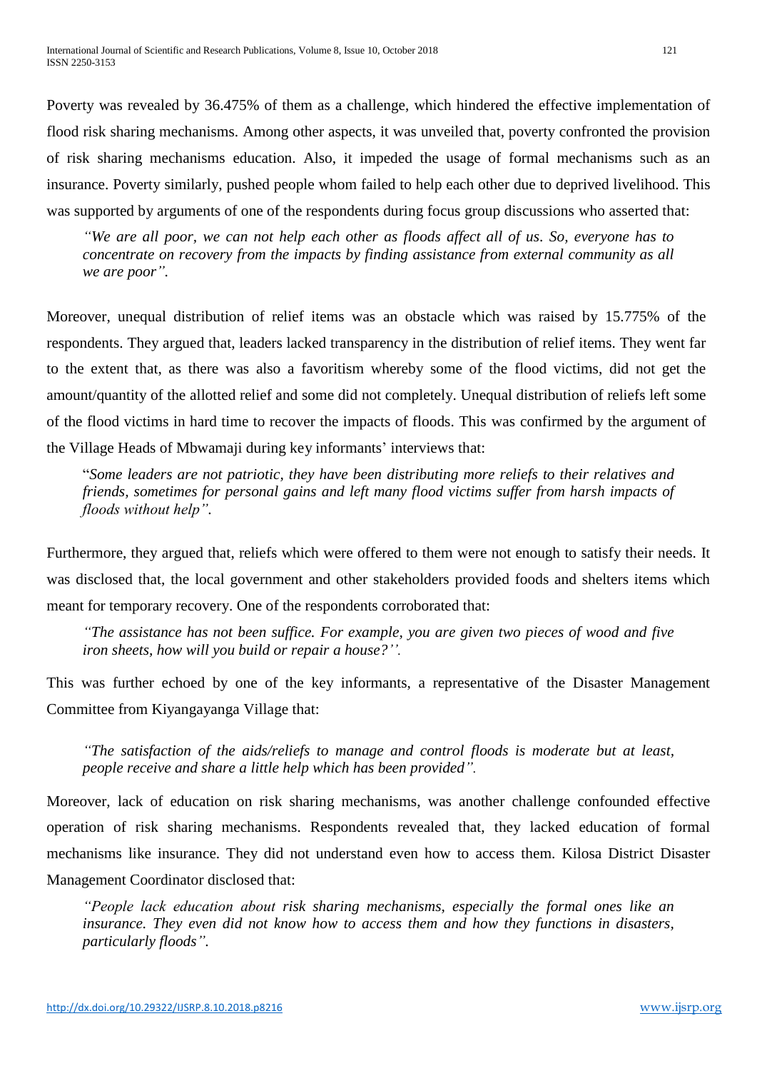Poverty was revealed by 36.475% of them as a challenge, which hindered the effective implementation of flood risk sharing mechanisms. Among other aspects, it was unveiled that, poverty confronted the provision of risk sharing mechanisms education. Also, it impeded the usage of formal mechanisms such as an insurance. Poverty similarly, pushed people whom failed to help each other due to deprived livelihood. This was supported by arguments of one of the respondents during focus group discussions who asserted that:

> *"We are all poor, we can not help each other as floods affect all of us. So, everyone has to concentrate on recovery from the impacts by finding assistance from external community as all we are poor".*

Moreover, unequal distribution of relief items was an obstacle which was raised by 15.775% of the respondents. They argued that, leaders lacked transparency in the distribution of relief items. They went far to the extent that, as there was also a favoritism whereby some of the flood victims, did not get the amount/quantity of the allotted relief and some did not completely. Unequal distribution of reliefs left some of the flood victims in hard time to recover the impacts of floods. This was confirmed by the argument of the Village Heads of Mbwamaji during key informants' interviews that:

> "*Some leaders are not patriotic, they have been distributing more reliefs to their relatives and friends, sometimes for personal gains and left many flood victims suffer from harsh impacts of floods without help".*

Furthermore, they argued that, reliefs which were offered to them were not enough to satisfy their needs. It was disclosed that, the local government and other stakeholders provided foods and shelters items which meant for temporary recovery. One of the respondents corroborated that:

> *"The assistance has not been suffice. For example, you are given two pieces of wood and five iron sheets, how will you build or repair a house?''.*

This was further echoed by one of the key informants, a representative of the Disaster Management Committee from Kiyangayanga Village that:

> *"The satisfaction of the aids/reliefs to manage and control floods is moderate but at least, people receive and share a little help which has been provided".*

Moreover, lack of education on risk sharing mechanisms, was another challenge confounded effective operation of risk sharing mechanisms. Respondents revealed that, they lacked education of formal mechanisms like insurance. They did not understand even how to access them. Kilosa District Disaster Management Coordinator disclosed that:

> *"People lack education about risk sharing mechanisms, especially the formal ones like an insurance. They even did not know how to access them and how they functions in disasters, particularly floods".*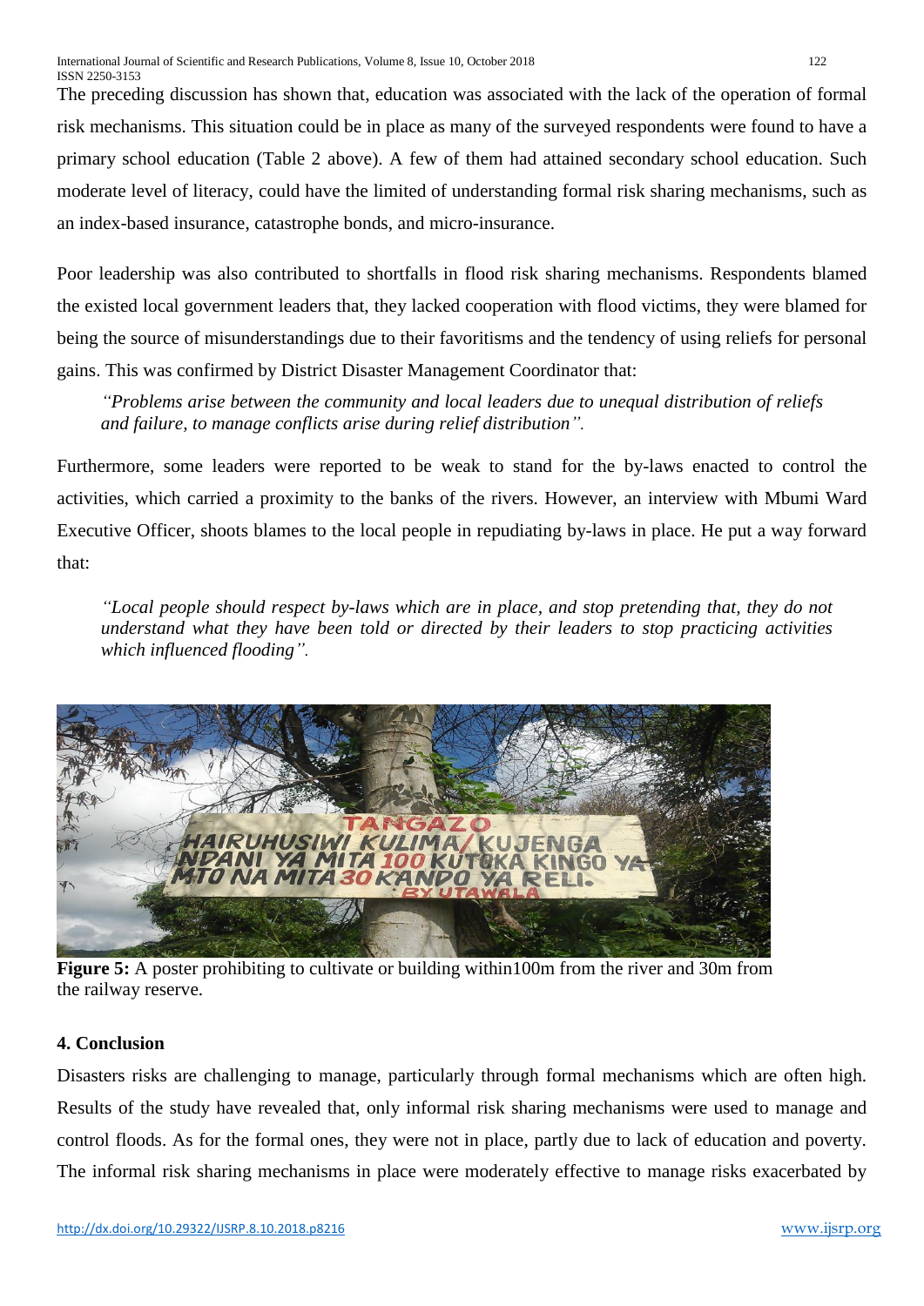The preceding discussion has shown that, education was associated with the lack of the operation of formal risk mechanisms. This situation could be in place as many of the surveyed respondents were found to have a primary school education (Table 2 above). A few of them had attained secondary school education. Such moderate level of literacy, could have the limited of understanding formal risk sharing mechanisms, such as an index-based insurance, catastrophe bonds, and micro-insurance.

Poor leadership was also contributed to shortfalls in flood risk sharing mechanisms. Respondents blamed the existed local government leaders that, they lacked cooperation with flood victims, they were blamed for being the source of misunderstandings due to their favoritisms and the tendency of using reliefs for personal gains. This was confirmed by District Disaster Management Coordinator that:

> *"Problems arise between the community and local leaders due to unequal distribution of reliefs and failure, to manage conflicts arise during relief distribution".*

Furthermore, some leaders were reported to be weak to stand for the by-laws enacted to control the activities, which carried a proximity to the banks of the rivers. However, an interview with Mbumi Ward Executive Officer, shoots blames to the local people in repudiating by-laws in place. He put a way forward that:

> *"Local people should respect by-laws which are in place, and stop pretending that, they do not understand what they have been told or directed by their leaders to stop practicing activities which influenced flooding".*

**Figure 5:** A poster prohibiting to cultivate or building within100m from the river and 30m from the railway reserve.

## 4. Conclusion

Disasters risks are challenging to manage, particularly through formal mechanisms which are often high. Results of the study have revealed that, only informal risk sharing mechanisms were used to manage and control floods. As for the formal ones, they were not in place, partly due to lack of education and poverty. The informal risk sharing mechanisms in place were moderately effective to manage risks exacerbated by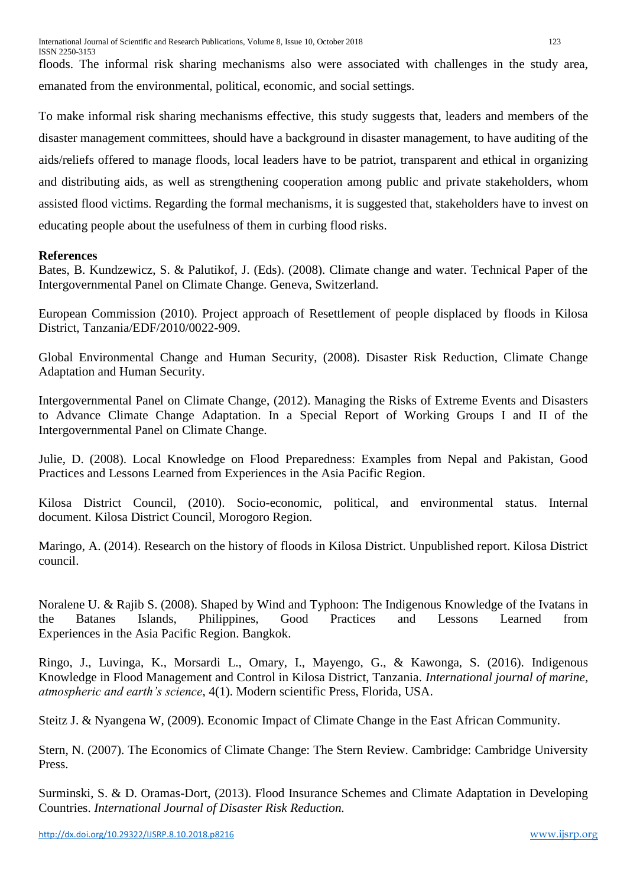floods. The informal risk sharing mechanisms also were associated with challenges in the study area, emanated from the environmental, political, economic, and social settings.

To make informal risk sharing mechanisms effective, this study suggests that, leaders and members of the disaster management committees, should have a background in disaster management, to have auditing of the aids/reliefs offered to manage floods, local leaders have to be patriot, transparent and ethical in organizing and distributing aids, as well as strengthening cooperation among public and private stakeholders, whom assisted flood victims. Regarding the formal mechanisms, it is suggested that, stakeholders have to invest on educating people about the usefulness of them in curbing flood risks.

**References**

Bates, B. Kundzewicz, S. & Palutikof, J. (Eds). (2008). Climate change and water. Technical Paper of the Intergovernmental Panel on Climate Change. Geneva, Switzerland.

European Commission (2010). Project approach of Resettlement of people displaced by floods in Kilosa District, Tanzania/EDF/2010/0022-909.

Global Environmental Change and Human Security, (2008). Disaster Risk Reduction, Climate Change Adaptation and Human Security.

Intergovernmental Panel on Climate Change, (2012). Managing the Risks of Extreme Events and Disasters to Advance Climate Change Adaptation. In a Special Report of Working Groups I and II of the Intergovernmental Panel on Climate Change.

Julie, D. (2008). Local Knowledge on Flood Preparedness: Examples from Nepal and Pakistan, Good Practices and Lessons Learned from Experiences in the Asia Pacific Region.

Kilosa District Council, (2010). Socio-economic, political, and environmental status. Internal document. Kilosa District Council, Morogoro Region.

Maringo, A. (2014). Research on the history of floods in Kilosa District. Unpublished report. Kilosa District council.

Noralene U. & Rajib S. (2008). Shaped by Wind and Typhoon: The Indigenous Knowledge of the Ivatans in the Batanes Islands, Philippines, Good Practices and Lessons Learned from Experiences in the Asia Pacific Region. Bangkok.

Ringo, J., Luvinga, K., Morsardi L., Omary, I., Mayengo, G., & Kawonga, S. (2016). Indigenous Knowledge in Flood Management and Control in Kilosa District, Tanzania. *International journal of marine, atmospheric and earth's science*, 4(1). Modern scientific Press, Florida, USA.

Steitz J. & Nyangena W, (2009). Economic Impact of Climate Change in the East African Community.

Stern, N. (2007). The Economics of Climate Change: The Stern Review. Cambridge: Cambridge University Press.

Surminski, S. & D. Oramas-Dort, (2013). Flood Insurance Schemes and Climate Adaptation in Developing Countries. *International Journal of Disaster Risk Reduction.*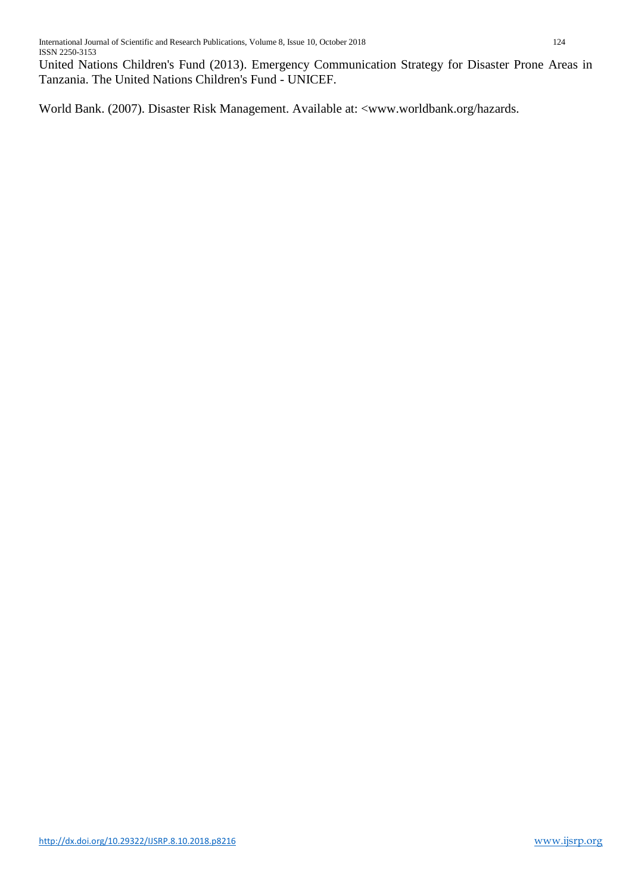United Nations Children's Fund (2013). Emergency Communication Strategy for Disaster Prone Areas in Tanzania. The United Nations Children's Fund - UNICEF.

World Bank. (2007). Disaster Risk Management. Available at: <www.worldbank.org/hazards.